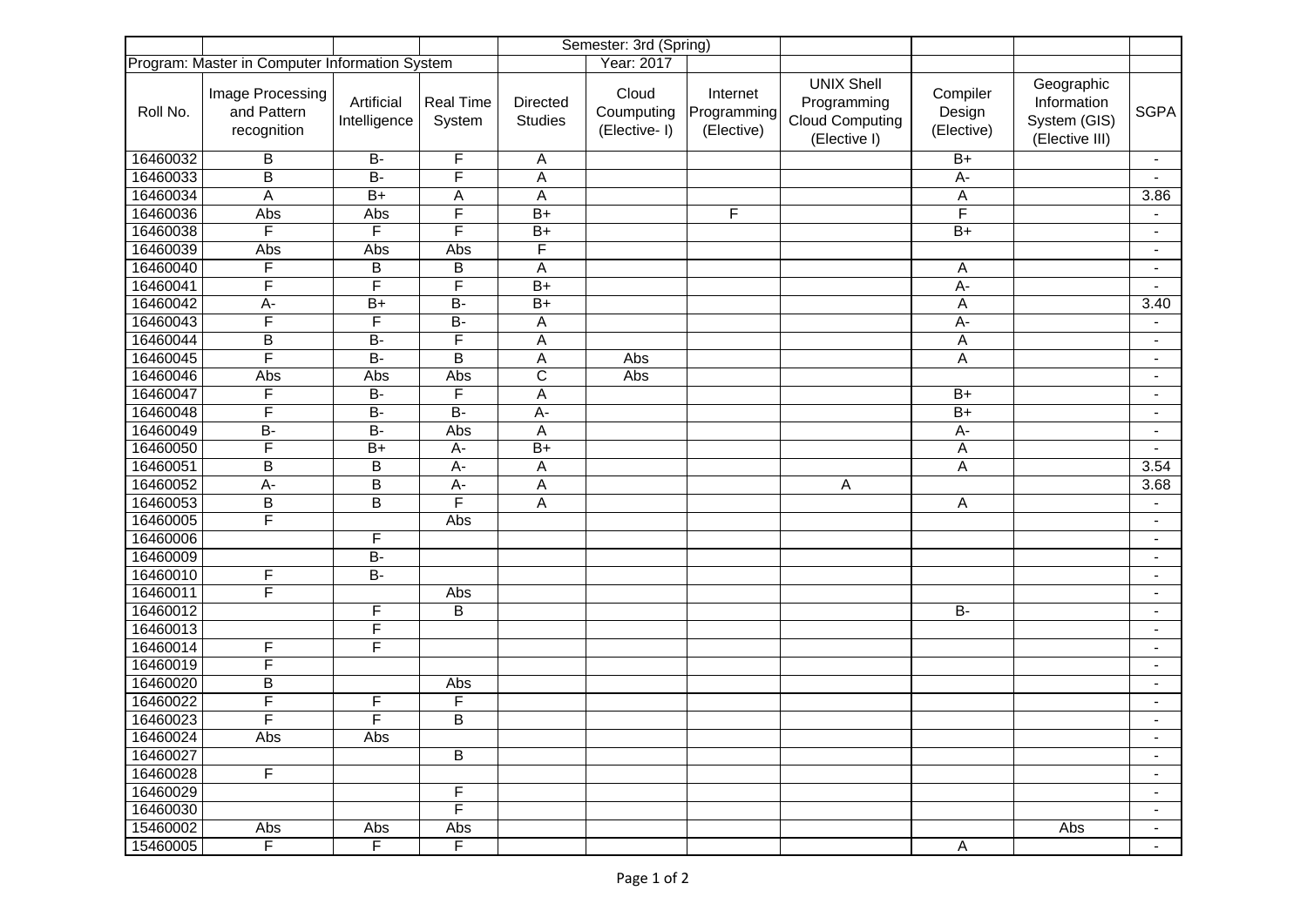| | | | | Semester: 3rd (Spring) | | | | | | |
|---|---|---|---|---|---|---|---|---|---|---|
| Program: Master in Computer Information System | | | | | Year: 2017 | | | | | |
| Roll No. | Image Processing and Pattern recognition | Artificial Intelligence | Real Time System | Directed Studies | Cloud Coumputing (Elective- I) | Internet Programming (Elective) | UNIX Shell Programming Cloud Computing (Elective I) | Compiler Design (Elective) | Geographic Information System (GIS) (Elective III) | SGPA |
| 16460032 | B | B- | F | A | | | | B+ | | - |
| 16460033 | B | B- | F | A | | | | A- | | - |
| 16460034 | A | B+ | A | A | | | | A | | 3.86 |
| 16460036 | Abs | Abs | F | B+ | | F | | F | | - |
| 16460038 | F | F | F | B+ | | | | B+ | | - |
| 16460039 | Abs | Abs | Abs | F | | | | | | - |
| 16460040 | F | B | B | A | | | | A | | - |
| 16460041 | F | F | F | B+ | | | | A- | | - |
| 16460042 | A- | B+ | B- | B+ | | | | A | | 3.40 |
| 16460043 | F | F | B- | A | | | | A- | | - |
| 16460044 | B | B- | F | A | | | | A | | - |
| 16460045 | F | B- | B | A | Abs | | | A | | - |
| 16460046 | Abs | Abs | Abs | C | Abs | | | | | - |
| 16460047 | F | B- | F | A | | | | B+ | | - |
| 16460048 | F | B- | B- | A- | | | | B+ | | - |
| 16460049 | B- | B- | Abs | A | | | | A- | | - |
| 16460050 | F | B+ | A- | B+ | | | | A | | - |
| 16460051 | B | B | A- | A | | | | A | | 3.54 |
| 16460052 | A- | B | A- | A | | | A | | | 3.68 |
| 16460053 | B | B | F | A | | | | A | | - |
| 16460005 | F | | Abs | | | | | | | - |
| 16460006 | | F | | | | | | | | - |
| 16460009 | | B- | | | | | | | | - |
| 16460010 | F | B- | | | | | | | | - |
| 16460011 | F | | Abs | | | | | | | - |
| 16460012 | | F | B | | | | | B- | | - |
| 16460013 | | F | | | | | | | | - |
| 16460014 | F | F | | | | | | | | - |
| 16460019 | F | | | | | | | | | - |
| 16460020 | B | | Abs | | | | | | | - |
| 16460022 | F | F | F | | | | | | | - |
| 16460023 | F | F | B | | | | | | | - |
| 16460024 | Abs | Abs | | | | | | | | - |
| 16460027 | | | B | | | | | | | - |
| 16460028 | F | | | | | | | | | - |
| 16460029 | | | F | | | | | | | - |
| 16460030 | | | F | | | | | | | - |
| 15460002 | Abs | Abs | Abs | | | | | | Abs | - |
| 15460005 | F | F | F | | | | | A | | - |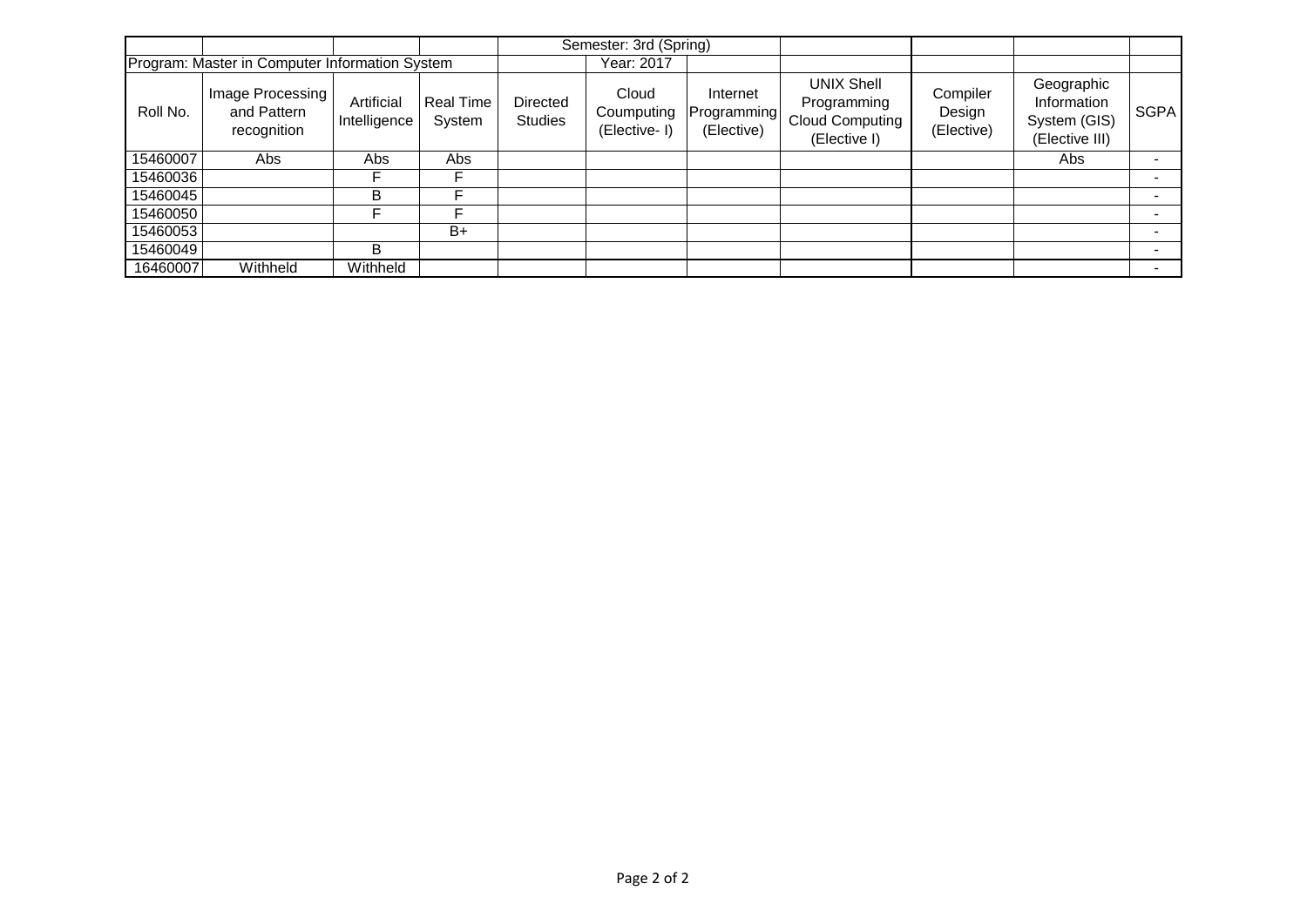| | | | | Semester: 3rd (Spring) | | | | | | |
|---|---|---|---|---|---|---|---|---|---|---|
| Program: Master in Computer Information System | | | | | Year: 2017 | | | | | |
| Roll No. | Image Processing and Pattern recognition | Artificial Intelligence | Real Time System | Directed Studies | Cloud Coumputing (Elective- I) | Internet Programming (Elective) | UNIX Shell Programming Cloud Computing (Elective I) | Compiler Design (Elective) | Geographic Information System (GIS) (Elective III) | SGPA |
| 15460007 | Abs | Abs | Abs | | | | | | Abs | - |
| 15460036 | | F | F | | | | | | | - |
| 15460045 | | B | F | | | | | | | - |
| 15460050 | | F | F | | | | | | | - |
| 15460053 | | | B+ | | | | | | | - |
| 15460049 | | B | | | | | | | | - |
| 16460007 | Withheld | Withheld | | | | | | | | - |